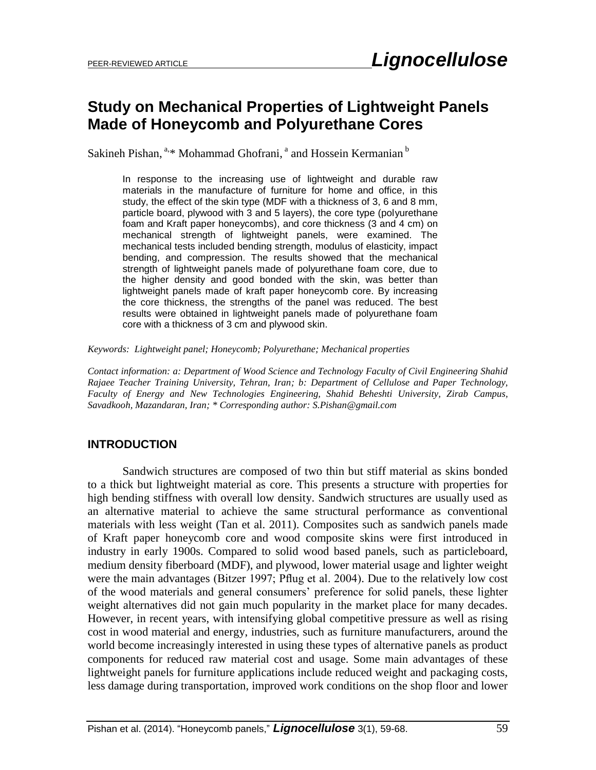# Study on Mechanical Properties of Lightweight Panels Made of Honeycomb and Polyurethane Cores

Sakineh Pishan, [a,]* Mohammad Ghofrani, [a] and Hossein Kermanian [b]

In response to the increasing use of lightweight and durable raw materials in the manufacture of furniture for home and office, in this study, the effect of the skin type (MDF with a thickness of 3, 6 and 8 mm, particle board, plywood with 3 and 5 layers), the core type (polyurethane foam and Kraft paper honeycombs), and core thickness (3 and 4 cm) on mechanical strength of lightweight panels, were examined. The mechanical tests included bending strength, modulus of elasticity, impact bending, and compression. The results showed that the mechanical strength of lightweight panels made of polyurethane foam core, due to the higher density and good bonded with the skin, was better than lightweight panels made of kraft paper honeycomb core. By increasing the core thickness, the strengths of the panel was reduced. The best results were obtained in lightweight panels made of polyurethane foam core with a thickness of 3 cm and plywood skin.

*Keywords: Lightweight panel; Honeycomb; Polyurethane; Mechanical properties*

*Contact information: a: Department of Wood Science and Technology Faculty of Civil Engineering Shahid Rajaee Teacher Training University, Tehran, Iran; b: Department of Cellulose and Paper Technology, Faculty of Energy and New Technologies Engineering, Shahid Beheshti University, Zirab Campus, Savadkooh, Mazandaran, Iran; * Corresponding author: S.Pishan@gmail.com*

## INTRODUCTION

Sandwich structures are composed of two thin but stiff material as skins bonded to a thick but lightweight material as core. This presents a structure with properties for high bending stiffness with overall low density. Sandwich structures are usually used as an alternative material to achieve the same structural performance as conventional materials with less weight (Tan et al. 2011). Composites such as sandwich panels made of Kraft paper honeycomb core and wood composite skins were first introduced in industry in early 1900s. Compared to solid wood based panels, such as particleboard, medium density fiberboard (MDF), and plywood, lower material usage and lighter weight were the main advantages (Bitzer 1997; Pflug et al. 2004). Due to the relatively low cost of the wood materials and general consumers' preference for solid panels, these lighter weight alternatives did not gain much popularity in the market place for many decades. However, in recent years, with intensifying global competitive pressure as well as rising cost in wood material and energy, industries, such as furniture manufacturers, around the world become increasingly interested in using these types of alternative panels as product components for reduced raw material cost and usage. Some main advantages of these lightweight panels for furniture applications include reduced weight and packaging costs, less damage during transportation, improved work conditions on the shop floor and lower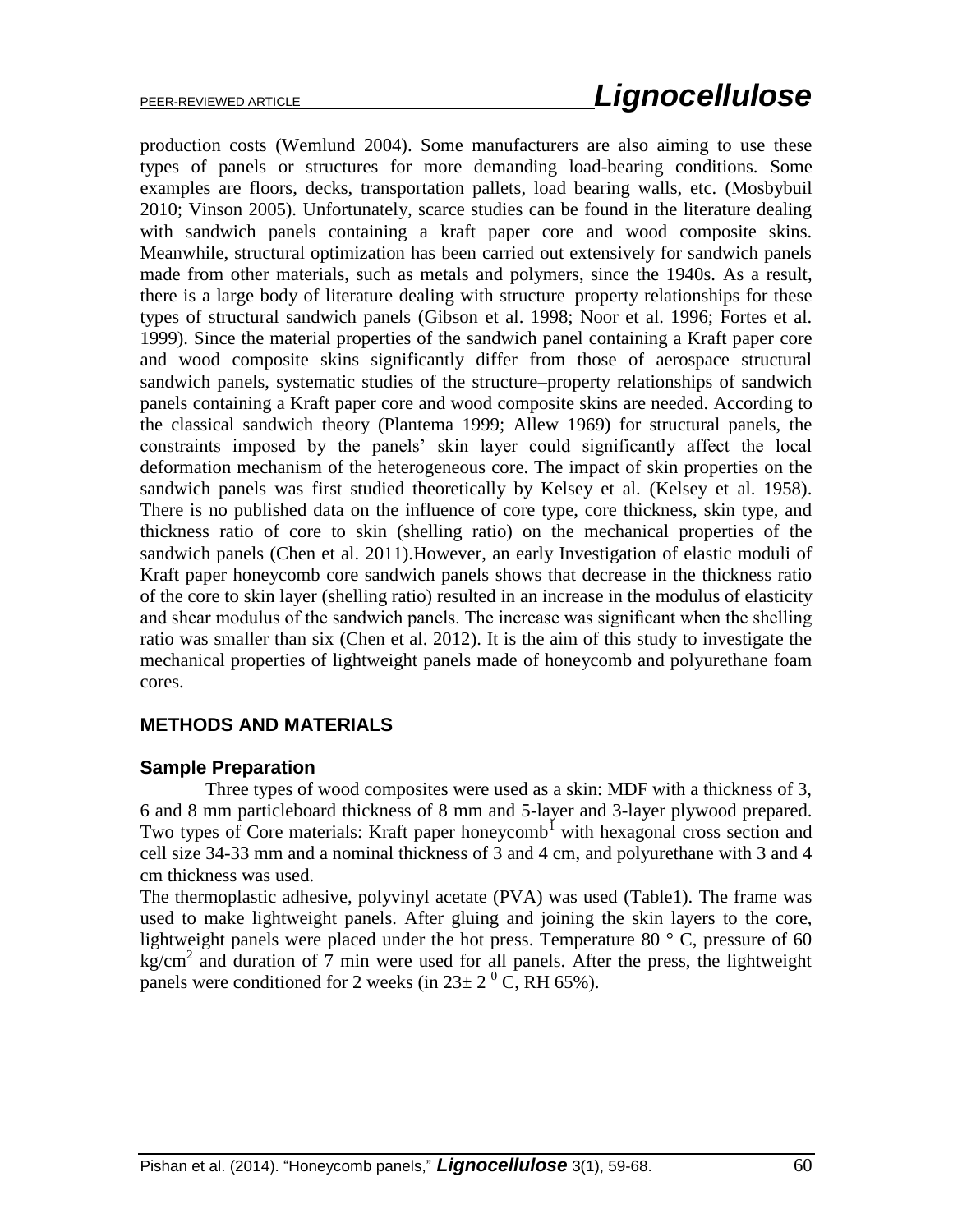production costs (Wemlund 2004). Some manufacturers are also aiming to use these types of panels or structures for more demanding load-bearing conditions. Some examples are floors, decks, transportation pallets, load bearing walls, etc. (Mosbybuil 2010; Vinson 2005). Unfortunately, scarce studies can be found in the literature dealing with sandwich panels containing a kraft paper core and wood composite skins. Meanwhile, structural optimization has been carried out extensively for sandwich panels made from other materials, such as metals and polymers, since the 1940s. As a result, there is a large body of literature dealing with structure–property relationships for these types of structural sandwich panels (Gibson et al. 1998; Noor et al. 1996; Fortes et al. 1999). Since the material properties of the sandwich panel containing a Kraft paper core and wood composite skins significantly differ from those of aerospace structural sandwich panels, systematic studies of the structure–property relationships of sandwich panels containing a Kraft paper core and wood composite skins are needed. According to the classical sandwich theory (Plantema 1999; Allew 1969) for structural panels, the constraints imposed by the panels' skin layer could significantly affect the local deformation mechanism of the heterogeneous core. The impact of skin properties on the sandwich panels was first studied theoretically by Kelsey et al. (Kelsey et al. 1958). There is no published data on the influence of core type, core thickness, skin type, and thickness ratio of core to skin (shelling ratio) on the mechanical properties of the sandwich panels (Chen et al. 2011).However, an early Investigation of elastic moduli of Kraft paper honeycomb core sandwich panels shows that decrease in the thickness ratio of the core to skin layer (shelling ratio) resulted in an increase in the modulus of elasticity and shear modulus of the sandwich panels. The increase was significant when the shelling ratio was smaller than six (Chen et al. 2012). It is the aim of this study to investigate the mechanical properties of lightweight panels made of honeycomb and polyurethane foam cores.

## METHODS AND MATERIALS

### Sample Preparation

Three types of wood composites were used as a skin: MDF with a thickness of 3, 6 and 8 mm particleboard thickness of 8 mm and 5-layer and 3-layer plywood prepared. Two types of Core materials: Kraft paper honeycomb[1] with hexagonal cross section and cell size 34-33 mm and a nominal thickness of 3 and 4 cm, and polyurethane with 3 and 4 cm thickness was used.

The thermoplastic adhesive, polyvinyl acetate (PVA) was used (Table1). The frame was used to make lightweight panels. After gluing and joining the skin layers to the core, lightweight panels were placed under the hot press. Temperature 80 ° C, pressure of 60 $kg/cm^2$ and duration of 7 min were used for all panels. After the press, the lightweight panels were conditioned for 2 weeks (in $23 \pm 2\ ^0$ C, RH 65%).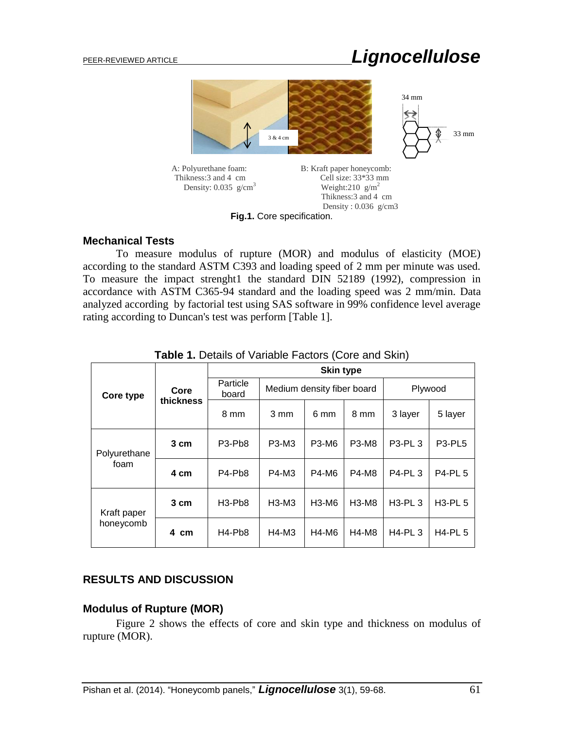A: Polyurethane foam:
Thikness:3 and 4 cm
Density: 0.035 g/cm$^3$

B: Kraft paper honeycomb:
Cell size: 33*33 mm
Weight:210 g/m$^2$
Thikness:3 and 4 cm
Density : 0.036 g/cm3

**Fig.1.** Core specification.

### Mechanical Tests

To measure modulus of rupture (MOR) and modulus of elasticity (MOE) according to the standard ASTM C393 and loading speed of 2 mm per minute was used. To measure the impact strenght1 the standard DIN 52189 (1992), compression in accordance with ASTM C365-94 standard and the loading speed was 2 mm/min. Data analyzed according by factorial test using SAS software in 99% confidence level average rating according to Duncan's test was perform [Table 1].

**Table 1.** Details of Variable Factors (Core and Skin)

| Core type | Core thickness | Skin type | | | | | |
|---|---|---|---|---|---|---|---|
| | | Particle board | Medium density fiber board | | | Plywood | |
| | | 8 mm | 3 mm | 6 mm | 8 mm | 3 layer | 5 layer |
| Polyurethane foam | **3 cm** | P3-Pb8 | P3-M3 | P3-M6 | P3-M8 | P3-PL 3 | P3-PL5 |
| | **4 cm** | P4-Pb8 | P4-M3 | P4-M6 | P4-M8 | P4-PL 3 | P4-PL 5 |
| Kraft paper honeycomb | **3 cm** | H3-Pb8 | H3-M3 | H3-M6 | H3-M8 | H3-PL 3 | H3-PL 5 |
| | **4 cm** | H4-Pb8 | H4-M3 | H4-M6 | H4-M8 | H4-PL 3 | H4-PL 5 |

## RESULTS AND DISCUSSION

### Modulus of Rupture (MOR)

Figure 2 shows the effects of core and skin type and thickness on modulus of rupture (MOR).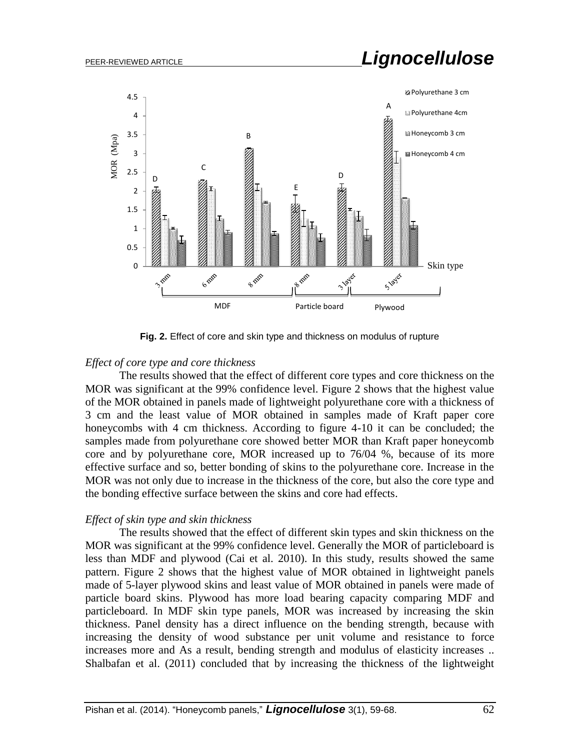Fig. 2. Effect of core and skin type and thickness on modulus of rupture

*Effect of core type and core thickness*

The results showed that the effect of different core types and core thickness on the MOR was significant at the 99% confidence level. Figure 2 shows that the highest value of the MOR obtained in panels made of lightweight polyurethane core with a thickness of 3 cm and the least value of MOR obtained in samples made of Kraft paper core honeycombs with 4 cm thickness. According to figure 4-10 it can be concluded; the samples made from polyurethane core showed better MOR than Kraft paper honeycomb core and by polyurethane core, MOR increased up to 76/04 %, because of its more effective surface and so, better bonding of skins to the polyurethane core. Increase in the MOR was not only due to increase in the thickness of the core, but also the core type and the bonding effective surface between the skins and core had effects.

*Effect of skin type and skin thickness*

The results showed that the effect of different skin types and skin thickness on the MOR was significant at the 99% confidence level. Generally the MOR of particleboard is less than MDF and plywood (Cai et al. 2010). In this study, results showed the same pattern. Figure 2 shows that the highest value of MOR obtained in lightweight panels made of 5-layer plywood skins and least value of MOR obtained in panels were made of particle board skins. Plywood has more load bearing capacity comparing MDF and particleboard. In MDF skin type panels, MOR was increased by increasing the skin thickness. Panel density has a direct influence on the bending strength, because with increasing the density of wood substance per unit volume and resistance to force increases more and As a result, bending strength and modulus of elasticity increases .. Shalbafan et al. (2011) concluded that by increasing the thickness of the lightweight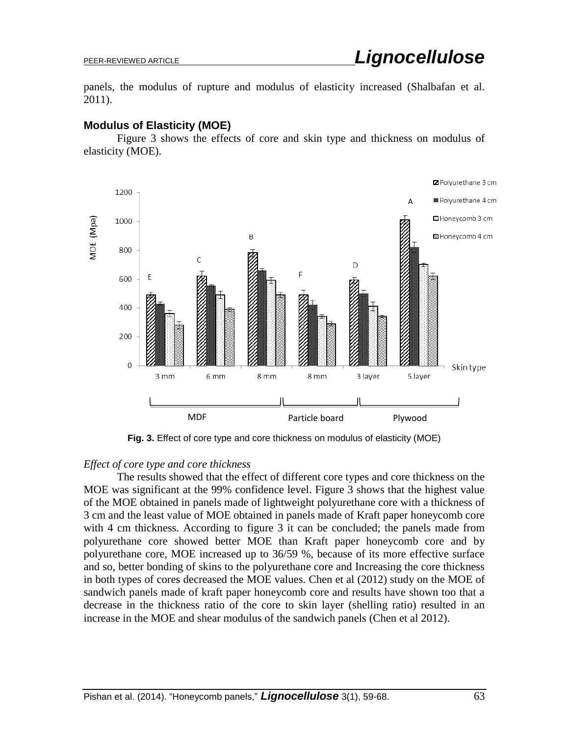panels, the modulus of rupture and modulus of elasticity increased (Shalbafan et al. 2011).

### Modulus of Elasticity (MOE)

Figure 3 shows the effects of core and skin type and thickness on modulus of elasticity (MOE).

**Fig. 3.** Effect of core type and core thickness on modulus of elasticity (MOE)

*Effect of core type and core thickness*

The results showed that the effect of different core types and core thickness on the MOE was significant at the 99% confidence level. Figure 3 shows that the highest value of the MOE obtained in panels made of lightweight polyurethane core with a thickness of 3 cm and the least value of MOE obtained in panels made of Kraft paper honeycomb core with 4 cm thickness. According to figure 3 it can be concluded; the panels made from polyurethane core showed better MOE than Kraft paper honeycomb core and by polyurethane core, MOE increased up to 36/59 %, because of its more effective surface and so, better bonding of skins to the polyurethane core and Increasing the core thickness in both types of cores decreased the MOE values. Chen et al (2012) study on the MOE of sandwich panels made of kraft paper honeycomb core and results have shown too that a decrease in the thickness ratio of the core to skin layer (shelling ratio) resulted in an increase in the MOE and shear modulus of the sandwich panels (Chen et al 2012).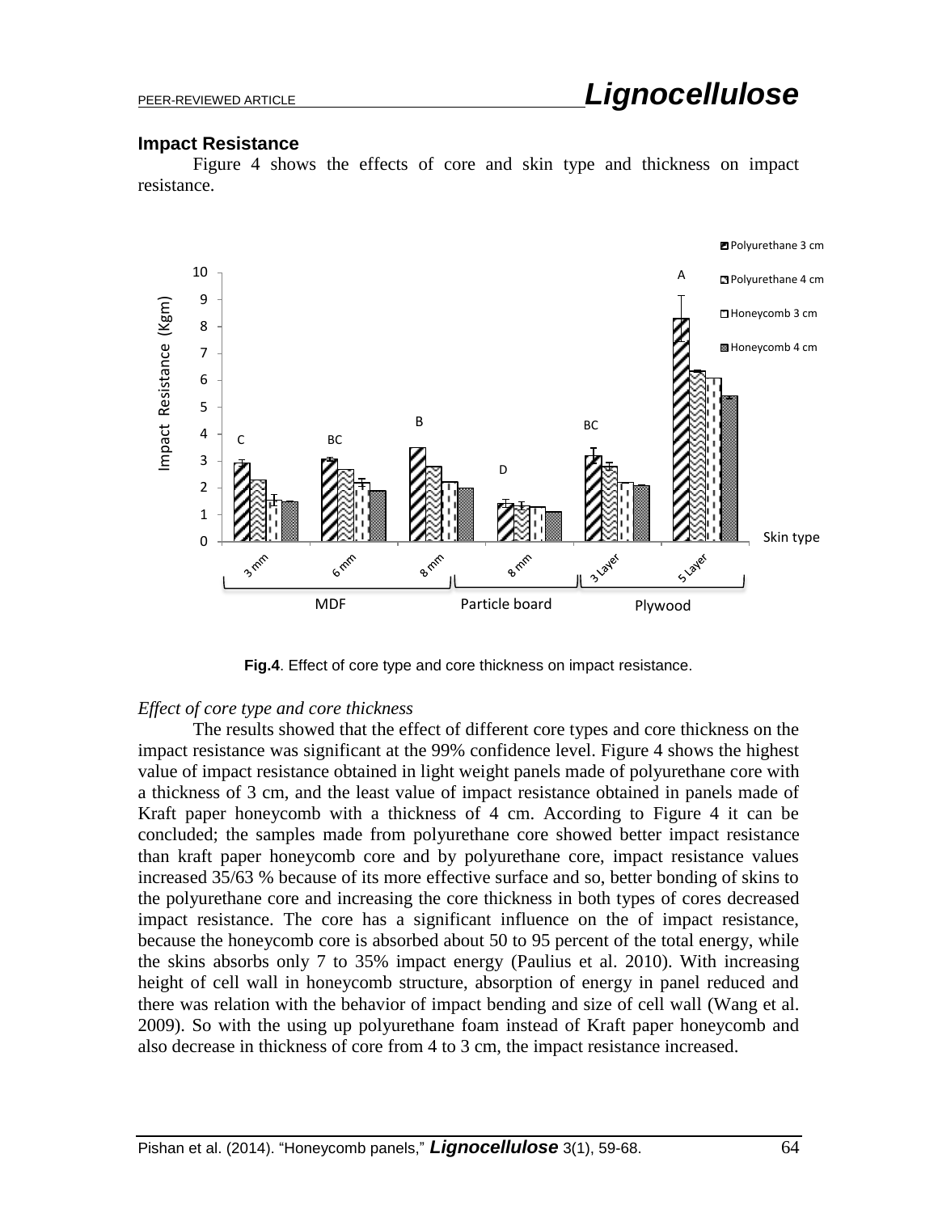### Impact Resistance

Figure 4 shows the effects of core and skin type and thickness on impact resistance.

**Fig.4**. Effect of core type and core thickness on impact resistance.

*Effect of core type and core thickness*

The results showed that the effect of different core types and core thickness on the impact resistance was significant at the 99% confidence level. Figure 4 shows the highest value of impact resistance obtained in light weight panels made of polyurethane core with a thickness of 3 cm, and the least value of impact resistance obtained in panels made of Kraft paper honeycomb with a thickness of 4 cm. According to Figure 4 it can be concluded; the samples made from polyurethane core showed better impact resistance than kraft paper honeycomb core and by polyurethane core, impact resistance values increased 35/63 % because of its more effective surface and so, better bonding of skins to the polyurethane core and increasing the core thickness in both types of cores decreased impact resistance. The core has a significant influence on the of impact resistance, because the honeycomb core is absorbed about 50 to 95 percent of the total energy, while the skins absorbs only 7 to 35% impact energy (Paulius et al. 2010). With increasing height of cell wall in honeycomb structure, absorption of energy in panel reduced and there was relation with the behavior of impact bending and size of cell wall (Wang et al. 2009). So with the using up polyurethane foam instead of Kraft paper honeycomb and also decrease in thickness of core from 4 to 3 cm, the impact resistance increased.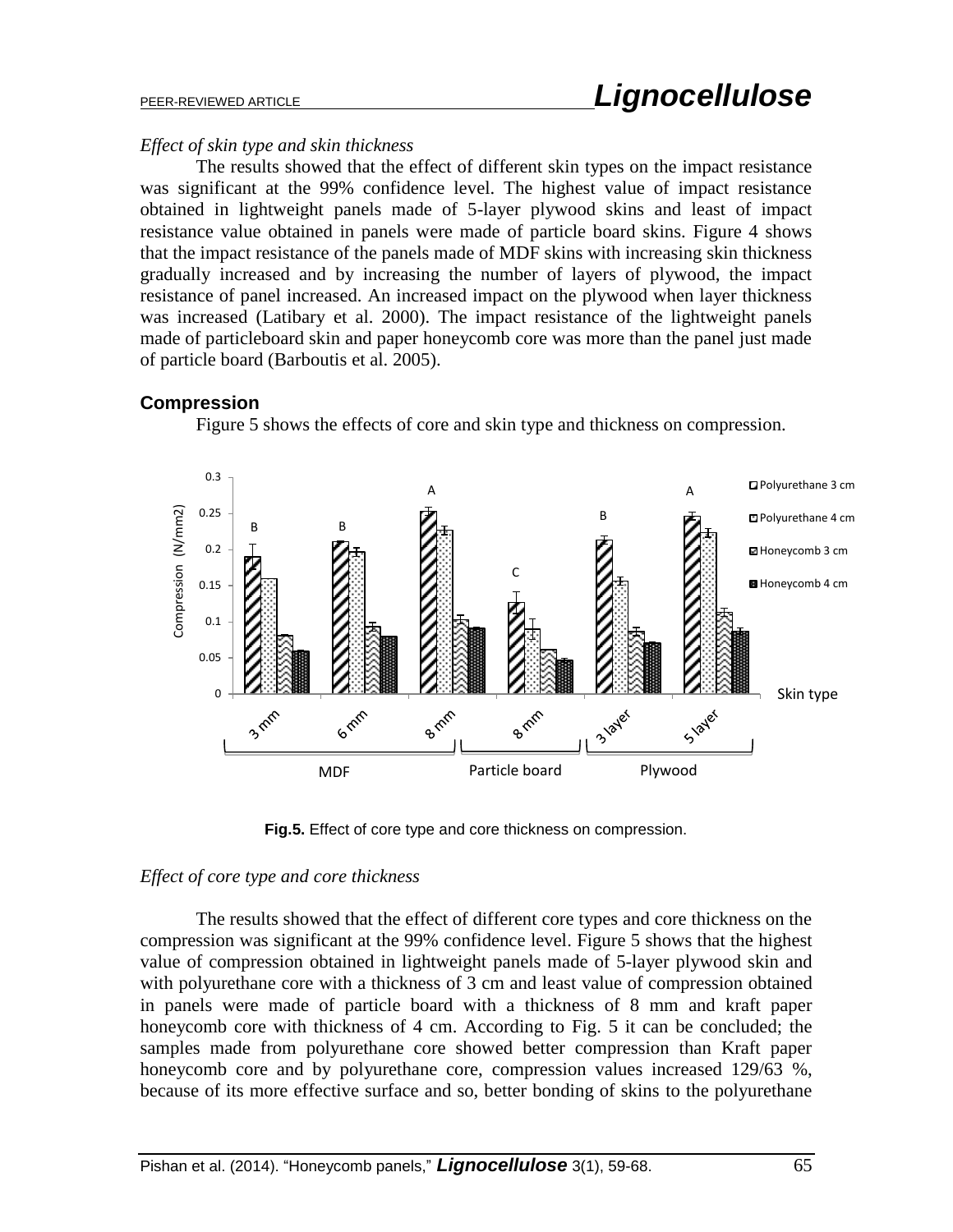*Effect of skin type and skin thickness*

The results showed that the effect of different skin types on the impact resistance was significant at the 99% confidence level. The highest value of impact resistance obtained in lightweight panels made of 5-layer plywood skins and least of impact resistance value obtained in panels were made of particle board skins. Figure 4 shows that the impact resistance of the panels made of MDF skins with increasing skin thickness gradually increased and by increasing the number of layers of plywood, the impact resistance of panel increased. An increased impact on the plywood when layer thickness was increased (Latibary et al. 2000). The impact resistance of the lightweight panels made of particleboard skin and paper honeycomb core was more than the panel just made of particle board (Barboutis et al. 2005).

## Compression

Figure 5 shows the effects of core and skin type and thickness on compression.

**Fig.5.** Effect of core type and core thickness on compression.

*Effect of core type and core thickness*

The results showed that the effect of different core types and core thickness on the compression was significant at the 99% confidence level. Figure 5 shows that the highest value of compression obtained in lightweight panels made of 5-layer plywood skin and with polyurethane core with a thickness of 3 cm and least value of compression obtained in panels were made of particle board with a thickness of 8 mm and kraft paper honeycomb core with thickness of 4 cm. According to Fig. 5 it can be concluded; the samples made from polyurethane core showed better compression than Kraft paper honeycomb core and by polyurethane core, compression values increased 129/63 %, because of its more effective surface and so, better bonding of skins to the polyurethane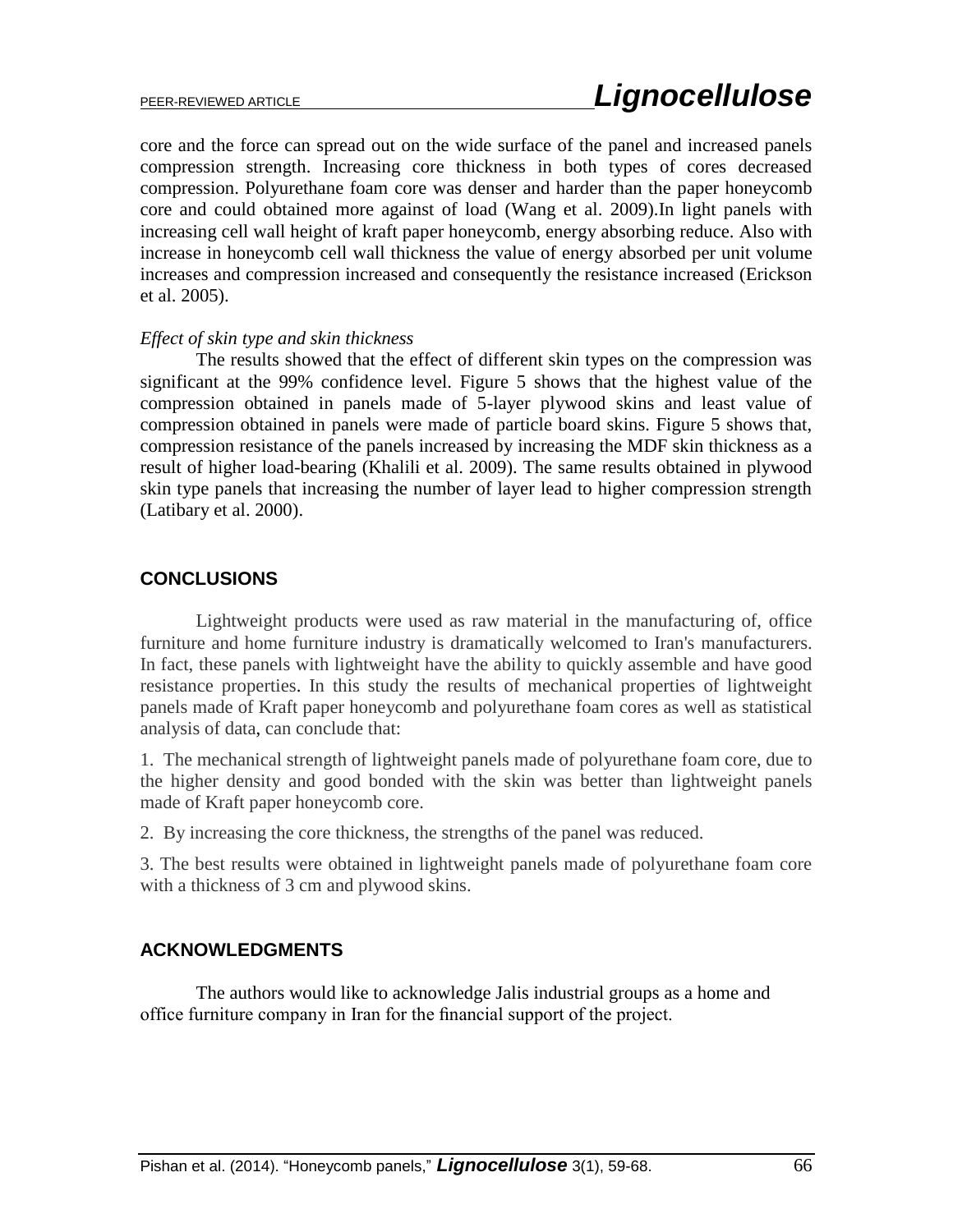core and the force can spread out on the wide surface of the panel and increased panels compression strength. Increasing core thickness in both types of cores decreased compression. Polyurethane foam core was denser and harder than the paper honeycomb core and could obtained more against of load (Wang et al. 2009).In light panels with increasing cell wall height of kraft paper honeycomb, energy absorbing reduce. Also with increase in honeycomb cell wall thickness the value of energy absorbed per unit volume increases and compression increased and consequently the resistance increased (Erickson et al. 2005).

*Effect of skin type and skin thickness*

The results showed that the effect of different skin types on the compression was significant at the 99% confidence level. Figure 5 shows that the highest value of the compression obtained in panels made of 5-layer plywood skins and least value of compression obtained in panels were made of particle board skins. Figure 5 shows that, compression resistance of the panels increased by increasing the MDF skin thickness as a result of higher load-bearing (Khalili et al. 2009). The same results obtained in plywood skin type panels that increasing the number of layer lead to higher compression strength (Latibary et al. 2000).

## CONCLUSIONS

Lightweight products were used as raw material in the manufacturing of, office furniture and home furniture industry is dramatically welcomed to Iran's manufacturers. In fact, these panels with lightweight have the ability to quickly assemble and have good resistance properties. In this study the results of mechanical properties of lightweight panels made of Kraft paper honeycomb and polyurethane foam cores as well as statistical analysis of data, can conclude that:

1. The mechanical strength of lightweight panels made of polyurethane foam core, due to the higher density and good bonded with the skin was better than lightweight panels made of Kraft paper honeycomb core.

2. By increasing the core thickness, the strengths of the panel was reduced.

3. The best results were obtained in lightweight panels made of polyurethane foam core with a thickness of 3 cm and plywood skins.

## ACKNOWLEDGMENTS

The authors would like to acknowledge Jalis industrial groups as a home and office furniture company in Iran for the financial support of the project.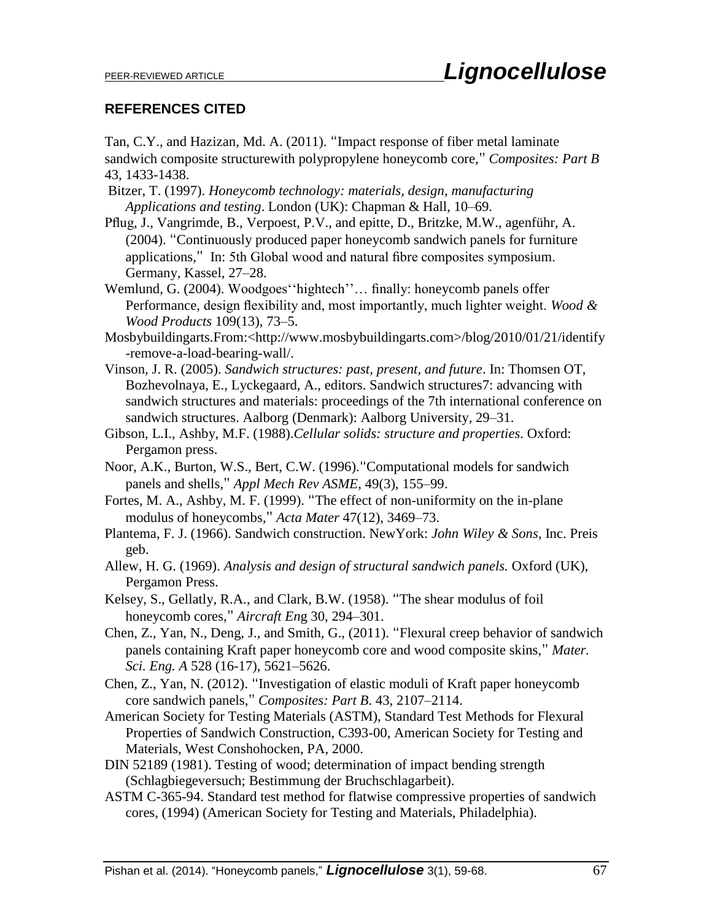## REFERENCES CITED

Tan, C.Y., and Hazizan, Md. A. (2011). "Impact response of fiber metal laminate sandwich composite structurewith polypropylene honeycomb core," *Composites: Part B* 43, 1433-1438.

Bitzer, T. (1997). *Honeycomb technology: materials, design, manufacturing Applications and testing*. London (UK): Chapman & Hall, 10–69.

Pflug, J., Vangrimde, B., Verpoest, P.V., and epitte, D., Britzke, M.W., agenführ, A. (2004). "Continuously produced paper honeycomb sandwich panels for furniture applications," In: 5th Global wood and natural fibre composites symposium. Germany, Kassel, 27–28.

Wemlund, G. (2004). Woodgoes''hightech''… finally: honeycomb panels offer Performance, design flexibility and, most importantly, much lighter weight. *Wood & Wood Products* 109(13), 73–5.

Mosbybuildingarts.From:<http://www.mosbybuildingarts.com>/blog/2010/01/21/identify-remove-a-load-bearing-wall/.

Vinson, J. R. (2005). *Sandwich structures: past, present, and future*. In: Thomsen OT, Bozhevolnaya, E., Lyckegaard, A., editors. Sandwich structures7: advancing with sandwich structures and materials: proceedings of the 7th international conference on sandwich structures. Aalborg (Denmark): Aalborg University, 29–31.

Gibson, L.I., Ashby, M.F. (1988).*Cellular solids: structure and properties*. Oxford: Pergamon press.

Noor, A.K., Burton, W.S., Bert, C.W. (1996)."Computational models for sandwich panels and shells," *Appl Mech Rev ASME*, 49(3), 155–99.

Fortes, M. A., Ashby, M. F. (1999). "The effect of non-uniformity on the in-plane modulus of honeycombs," *Acta Mater* 47(12), 3469–73.

Plantema, F. J. (1966). Sandwich construction. NewYork: *John Wiley & Sons*, Inc. Preis geb.

Allew, H. G. (1969). *Analysis and design of structural sandwich panels.* Oxford (UK), Pergamon Press.

Kelsey, S., Gellatly, R.A., and Clark, B.W. (1958). "The shear modulus of foil honeycomb cores," *Aircraft Eng* 30, 294–301.

Chen, Z., Yan, N., Deng, J., and Smith, G., (2011). "Flexural creep behavior of sandwich panels containing Kraft paper honeycomb core and wood composite skins," *Mater. Sci. Eng. A* 528 (16-17), 5621–5626.

Chen, Z., Yan, N. (2012). "Investigation of elastic moduli of Kraft paper honeycomb core sandwich panels," *Composites: Part B*. 43, 2107–2114.

American Society for Testing Materials (ASTM), Standard Test Methods for Flexural Properties of Sandwich Construction, C393-00, American Society for Testing and Materials, West Conshohocken, PA, 2000.

DIN 52189 (1981). Testing of wood; determination of impact bending strength (Schlagbiegeversuch; Bestimmung der Bruchschlagarbeit).

ASTM C-365-94. Standard test method for flatwise compressive properties of sandwich cores, (1994) (American Society for Testing and Materials, Philadelphia).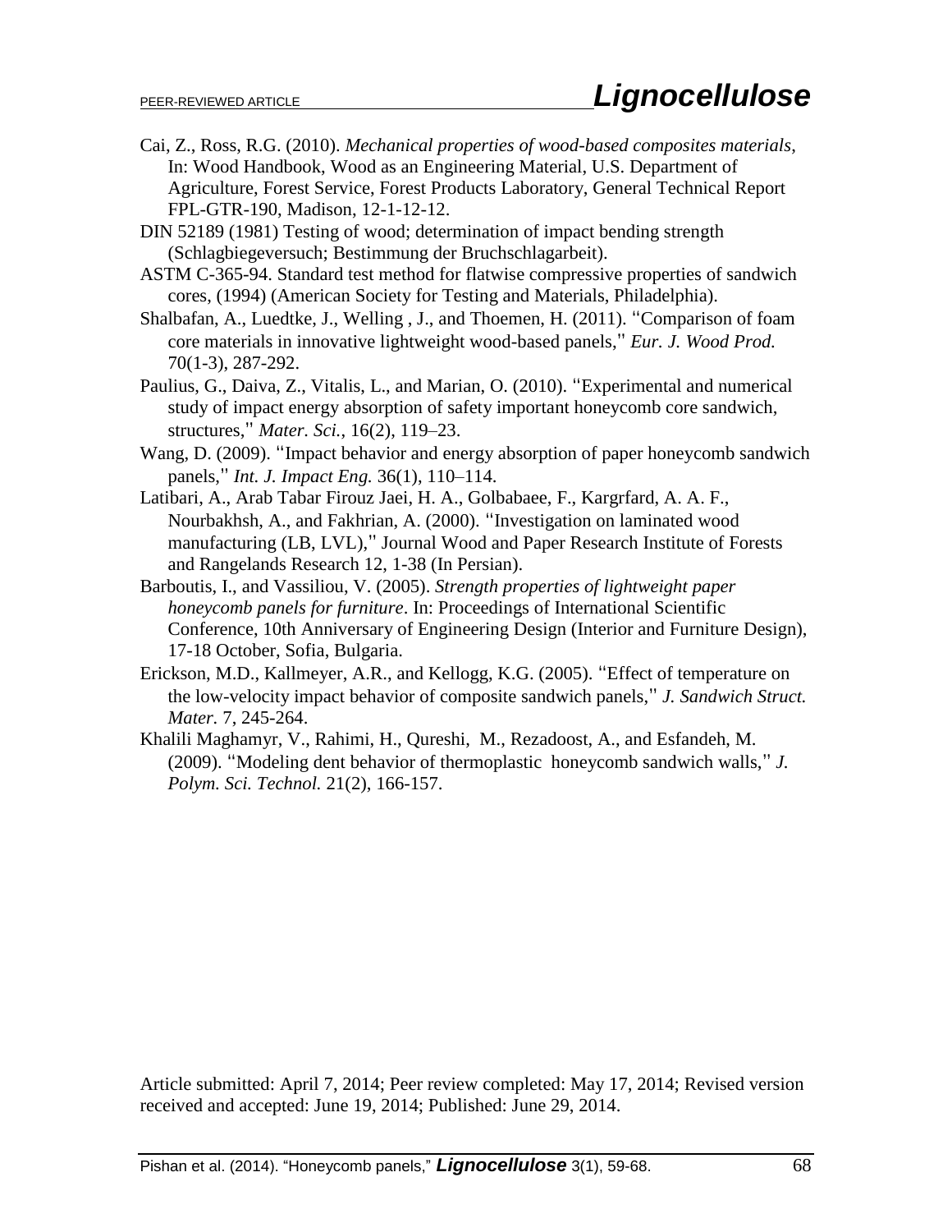Cai, Z., Ross, R.G. (2010). *Mechanical properties of wood-based composites materials*, In: Wood Handbook, Wood as an Engineering Material, U.S. Department of Agriculture, Forest Service, Forest Products Laboratory, General Technical Report FPL-GTR-190, Madison, 12-1-12-12.

DIN 52189 (1981) Testing of wood; determination of impact bending strength (Schlagbiegeversuch; Bestimmung der Bruchschlagarbeit).

ASTM C-365-94. Standard test method for flatwise compressive properties of sandwich cores, (1994) (American Society for Testing and Materials, Philadelphia).

Shalbafan, A., Luedtke, J., Welling , J., and Thoemen, H. (2011). "Comparison of foam core materials in innovative lightweight wood-based panels," *Eur. J. Wood Prod.* 70(1-3), 287-292.

Paulius, G., Daiva, Z., Vitalis, L., and Marian, O. (2010). "Experimental and numerical study of impact energy absorption of safety important honeycomb core sandwich, structures," *Mater. Sci.*, 16(2), 119–23.

Wang, D. (2009). "Impact behavior and energy absorption of paper honeycomb sandwich panels," *Int. J. Impact Eng.* 36(1), 110–114.

Latibari, A., Arab Tabar Firouz Jaei, H. A., Golbabaee, F., Kargrfard, A. A. F., Nourbakhsh, A., and Fakhrian, A. (2000). "Investigation on laminated wood manufacturing (LB, LVL)," Journal Wood and Paper Research Institute of Forests and Rangelands Research 12, 1-38 (In Persian).

Barboutis, I., and Vassiliou, V. (2005). *Strength properties of lightweight paper honeycomb panels for furniture*. In: Proceedings of International Scientific Conference, 10th Anniversary of Engineering Design (Interior and Furniture Design), 17-18 October, Sofia, Bulgaria.

Erickson, M.D., Kallmeyer, A.R., and Kellogg, K.G. (2005). "Effect of temperature on the low-velocity impact behavior of composite sandwich panels," *J. Sandwich Struct. Mater.* 7, 245-264.

Khalili Maghamyr, V., Rahimi, H., Qureshi, M., Rezadoost, A., and Esfandeh, M. (2009). "Modeling dent behavior of thermoplastic honeycomb sandwich walls," *J. Polym. Sci. Technol.* 21(2), 166-157.

Article submitted: April 7, 2014; Peer review completed: May 17, 2014; Revised version received and accepted: June 19, 2014; Published: June 29, 2014.